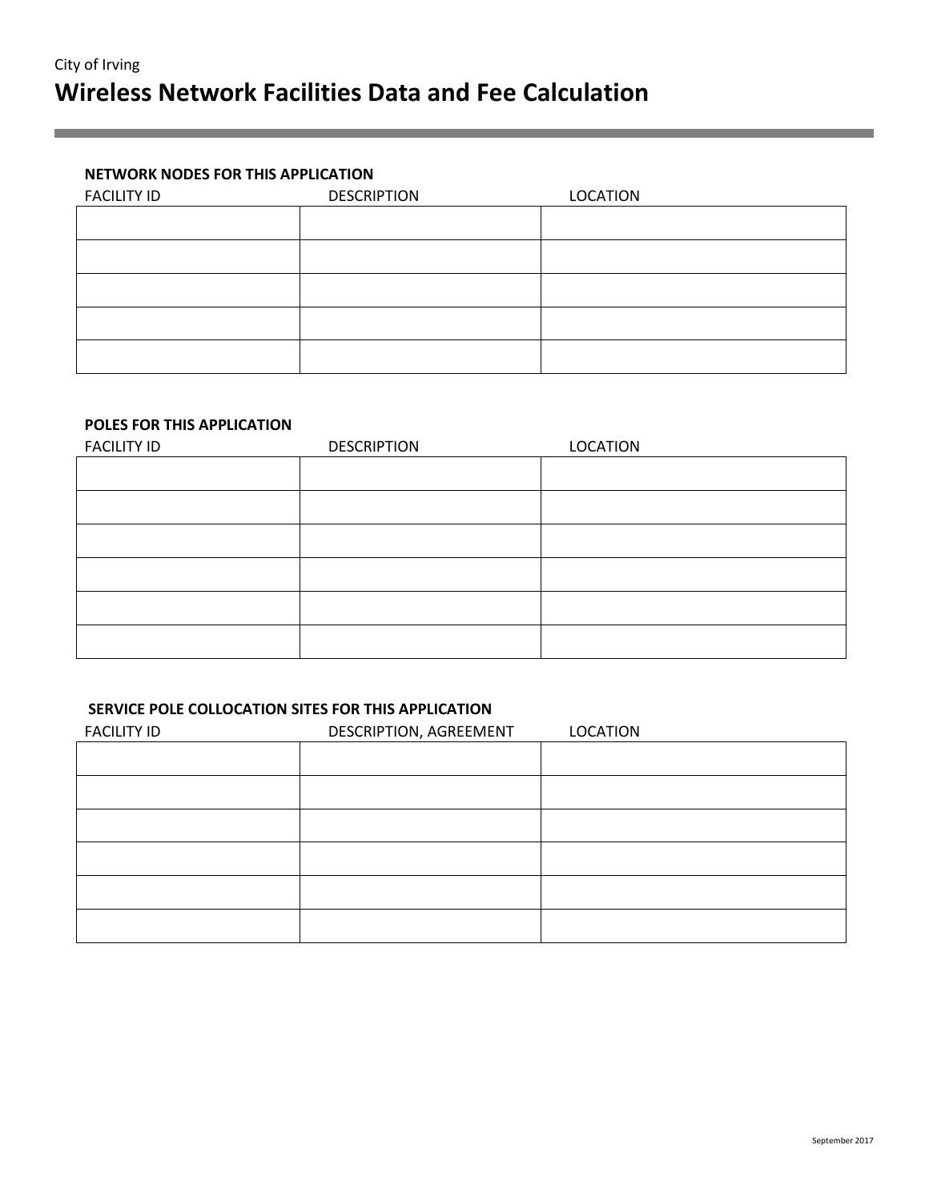City of Irving

# Wireless Network Facilities Data and Fee Calculation

### NETWORK NODES FOR THIS APPLICATION

| FACILITY ID | DESCRIPTION | LOCATION |
|---|---|---|
| | | |
| | | |
| | | |
| | | |
| | | |

### POLES FOR THIS APPLICATION

| FACILITY ID | DESCRIPTION | LOCATION |
|---|---|---|
| | | |
| | | |
| | | |
| | | |
| | | |
| | | |

### SERVICE POLE COLLOCATION SITES FOR THIS APPLICATION

| FACILITY ID | DESCRIPTION, AGREEMENT | LOCATION |
|---|---|---|
| | | |
| | | |
| | | |
| | | |
| | | |
| | | |

September 2017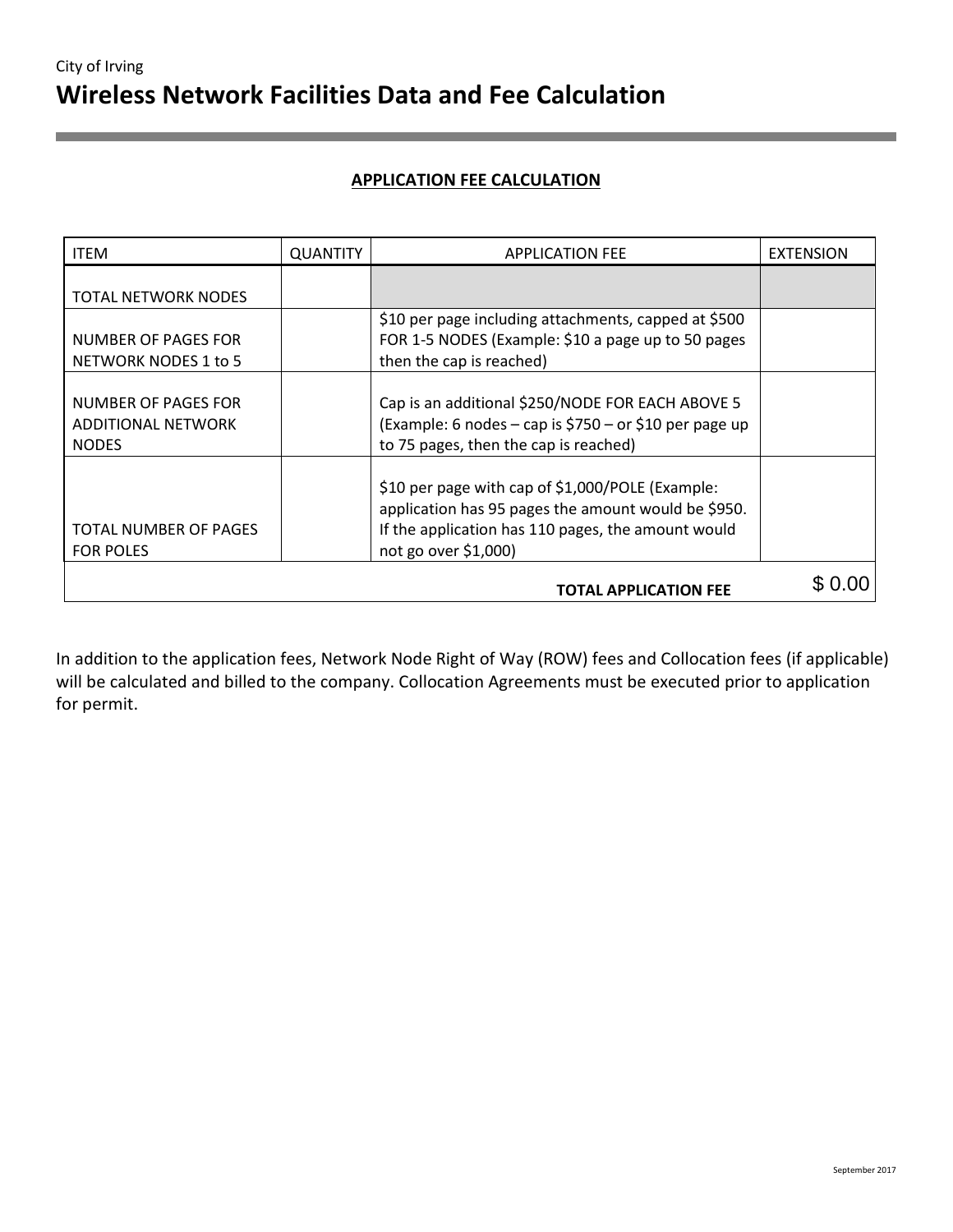City of Irving

# Wireless Network Facilities Data and Fee Calculation

## APPLICATION FEE CALCULATION

| ITEM | QUANTITY | APPLICATION FEE | EXTENSION |
|---|---|---|---|
| TOTAL NETWORK NODES | | | |
| NUMBER OF PAGES FOR NETWORK NODES 1 to 5 | | $10 per page including attachments, capped at $500 FOR 1-5 NODES (Example: $10 a page up to 50 pages then the cap is reached) | |
| NUMBER OF PAGES FOR ADDITIONAL NETWORK NODES | | Cap is an additional $250/NODE FOR EACH ABOVE 5 (Example: 6 nodes – cap is $750 – or $10 per page up to 75 pages, then the cap is reached) | |
| TOTAL NUMBER OF PAGES FOR POLES | | $10 per page with cap of $1,000/POLE (Example: application has 95 pages the amount would be $950. If the application has 110 pages, the amount would not go over $1,000) | |
| | | **TOTAL APPLICATION FEE** | $ 0.00 |

In addition to the application fees, Network Node Right of Way (ROW) fees and Collocation fees (if applicable) will be calculated and billed to the company. Collocation Agreements must be executed prior to application for permit.

September 2017